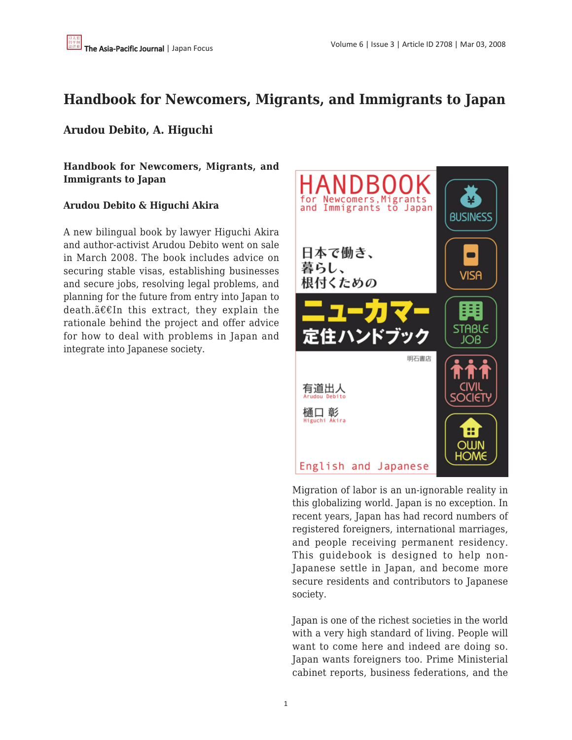# Handbook for Newcomers, Migrants, and Immigrants to Japan

## Arudou Debito, A. Higuchi

### Handbook for Newcomers, Migrants, and Immigrants to Japan

**Arudou Debito & Higuchi Akira**

A new bilingual book by lawyer Higuchi Akira and author-activist Arudou Debito went on sale in March 2008. The book includes advice on securing stable visas, establishing businesses and secure jobs, resolving legal problems, and planning for the future from entry into Japan to death.ã€€In this extract, they explain the rationale behind the project and offer advice for how to deal with problems in Japan and integrate into Japanese society.

Migration of labor is an un-ignorable reality in this globalizing world. Japan is no exception. In recent years, Japan has had record numbers of registered foreigners, international marriages, and people receiving permanent residency. This guidebook is designed to help non-Japanese settle in Japan, and become more secure residents and contributors to Japanese society.

Japan is one of the richest societies in the world with a very high standard of living. People will want to come here and indeed are doing so. Japan wants foreigners too. Prime Ministerial cabinet reports, business federations, and the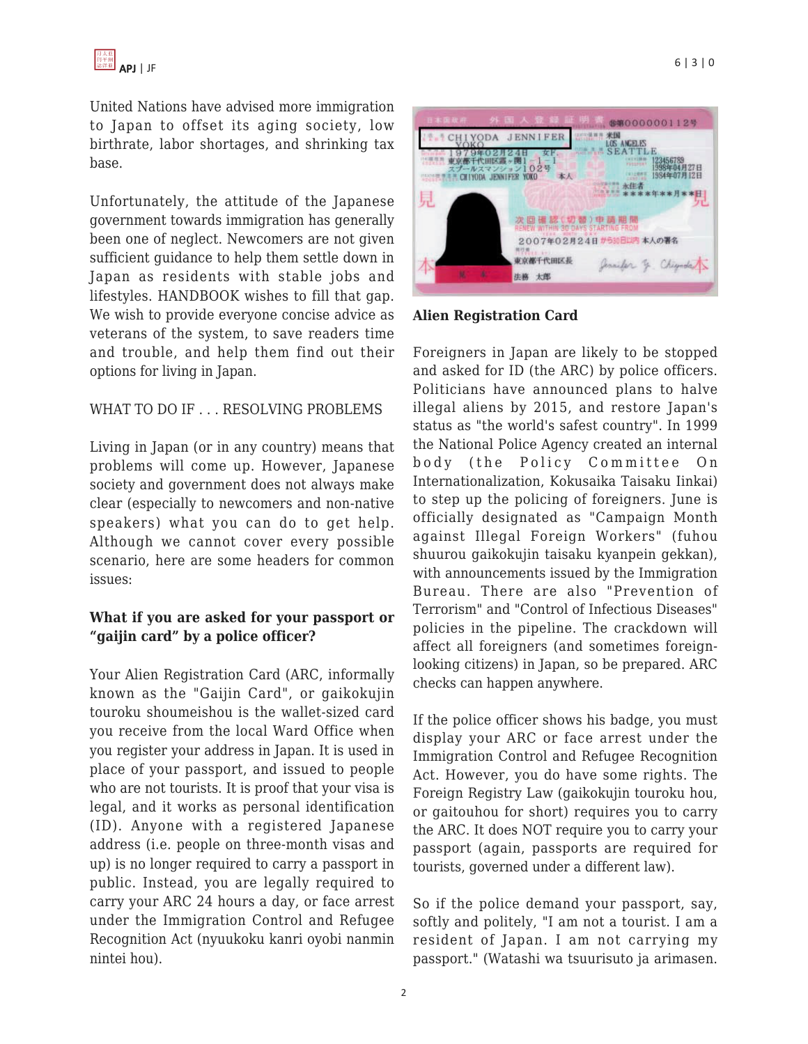United Nations have advised more immigration to Japan to offset its aging society, low birthrate, labor shortages, and shrinking tax base.

Unfortunately, the attitude of the Japanese government towards immigration has generally been one of neglect. Newcomers are not given sufficient guidance to help them settle down in Japan as residents with stable jobs and lifestyles. HANDBOOK wishes to fill that gap. We wish to provide everyone concise advice as veterans of the system, to save readers time and trouble, and help them find out their options for living in Japan.

WHAT TO DO IF . . . RESOLVING PROBLEMS

Living in Japan (or in any country) means that problems will come up. However, Japanese society and government does not always make clear (especially to newcomers and non-native speakers) what you can do to get help. Although we cannot cover every possible scenario, here are some headers for common issues:

**What if you are asked for your passport or “gaijin card” by a police officer?**

Your Alien Registration Card (ARC, informally known as the "Gaijin Card", or gaikokujin touroku shoumeishou is the wallet-sized card you receive from the local Ward Office when you register your address in Japan. It is used in place of your passport, and issued to people who are not tourists. It is proof that your visa is legal, and it works as personal identification (ID). Anyone with a registered Japanese address (i.e. people on three-month visas and up) is no longer required to carry a passport in public. Instead, you are legally required to carry your ARC 24 hours a day, or face arrest under the Immigration Control and Refugee Recognition Act (nyuukoku kanri oyobi nanmin nintei hou).

**Alien Registration Card**

Foreigners in Japan are likely to be stopped and asked for ID (the ARC) by police officers. Politicians have announced plans to halve illegal aliens by 2015, and restore Japan's status as "the world's safest country". In 1999 the National Police Agency created an internal body (the Policy Committee On Internationalization, Kokusaika Taisaku Iinkai) to step up the policing of foreigners. June is officially designated as "Campaign Month against Illegal Foreign Workers" (fuhou shuurou gaikokujin taisaku kyanpein gekkan), with announcements issued by the Immigration Bureau. There are also "Prevention of Terrorism" and "Control of Infectious Diseases" policies in the pipeline. The crackdown will affect all foreigners (and sometimes foreign-looking citizens) in Japan, so be prepared. ARC checks can happen anywhere.

If the police officer shows his badge, you must display your ARC or face arrest under the Immigration Control and Refugee Recognition Act. However, you do have some rights. The Foreign Registry Law (gaikokujin touroku hou, or gaitouhou for short) requires you to carry the ARC. It does NOT require you to carry your passport (again, passports are required for tourists, governed under a different law).

So if the police demand your passport, say, softly and politely, "I am not a tourist. I am a resident of Japan. I am not carrying my passport." (Watashi wa tsuurisuto ja arimasen.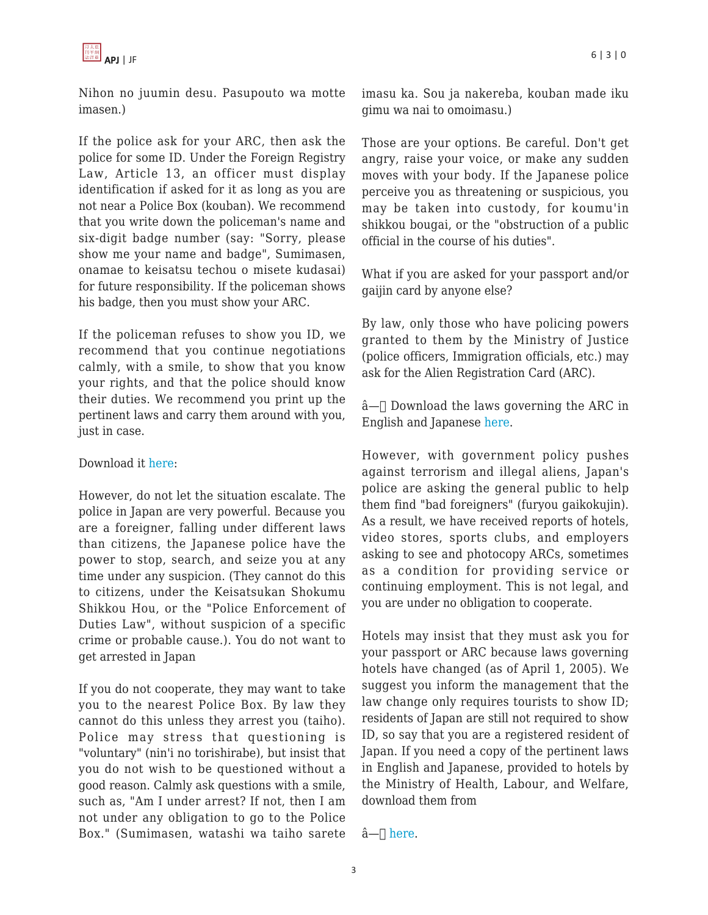Nihon no juumin desu. Pasupouto wa motte imasen.)

If the police ask for your ARC, then ask the police for some ID. Under the Foreign Registry Law, Article 13, an officer must display identification if asked for it as long as you are not near a Police Box (kouban). We recommend that you write down the policeman's name and six-digit badge number (say: "Sorry, please show me your name and badge", Sumimasen, onamae to keisatsu techou o misete kudasai) for future responsibility. If the policeman shows his badge, then you must show your ARC.

If the policeman refuses to show you ID, we recommend that you continue negotiations calmly, with a smile, to show that you know your rights, and that the police should know their duties. We recommend you print up the pertinent laws and carry them around with you, just in case.

Download it here:

However, do not let the situation escalate. The police in Japan are very powerful. Because you are a foreigner, falling under different laws than citizens, the Japanese police have the power to stop, search, and seize you at any time under any suspicion. (They cannot do this to citizens, under the Keisatsukan Shokumu Shikkou Hou, or the "Police Enforcement of Duties Law", without suspicion of a specific crime or probable cause.). You do not want to get arrested in Japan

If you do not cooperate, they may want to take you to the nearest Police Box. By law they cannot do this unless they arrest you (taiho). Police may stress that questioning is "voluntary" (nin'i no torishirabe), but insist that you do not wish to be questioned without a good reason. Calmly ask questions with a smile, such as, "Am I under arrest? If not, then I am not under any obligation to go to the Police Box." (Sumimasen, watashi wa taiho sarete imasu ka. Sou ja nakereba, kouban made iku gimu wa nai to omoimasu.)

Those are your options. Be careful. Don't get angry, raise your voice, or make any sudden moves with your body. If the Japanese police perceive you as threatening or suspicious, you may be taken into custody, for koumu'in shikkou bougai, or the "obstruction of a public official in the course of his duties".

What if you are asked for your passport and/or gaijin card by anyone else?

By law, only those who have policing powers granted to them by the Ministry of Justice (police officers, Immigration officials, etc.) may ask for the Alien Registration Card (ARC).

â— Download the laws governing the ARC in English and Japanese here.

However, with government policy pushes against terrorism and illegal aliens, Japan's police are asking the general public to help them find "bad foreigners" (furyou gaikokujin). As a result, we have received reports of hotels, video stores, sports clubs, and employers asking to see and photocopy ARCs, sometimes as a condition for providing service or continuing employment. This is not legal, and you are under no obligation to cooperate.

Hotels may insist that they must ask you for your passport or ARC because laws governing hotels have changed (as of April 1, 2005). We suggest you inform the management that the law change only requires tourists to show ID; residents of Japan are still not required to show ID, so say that you are a registered resident of Japan. If you need a copy of the pertinent laws in English and Japanese, provided to hotels by the Ministry of Health, Labour, and Welfare, download them from

â— here.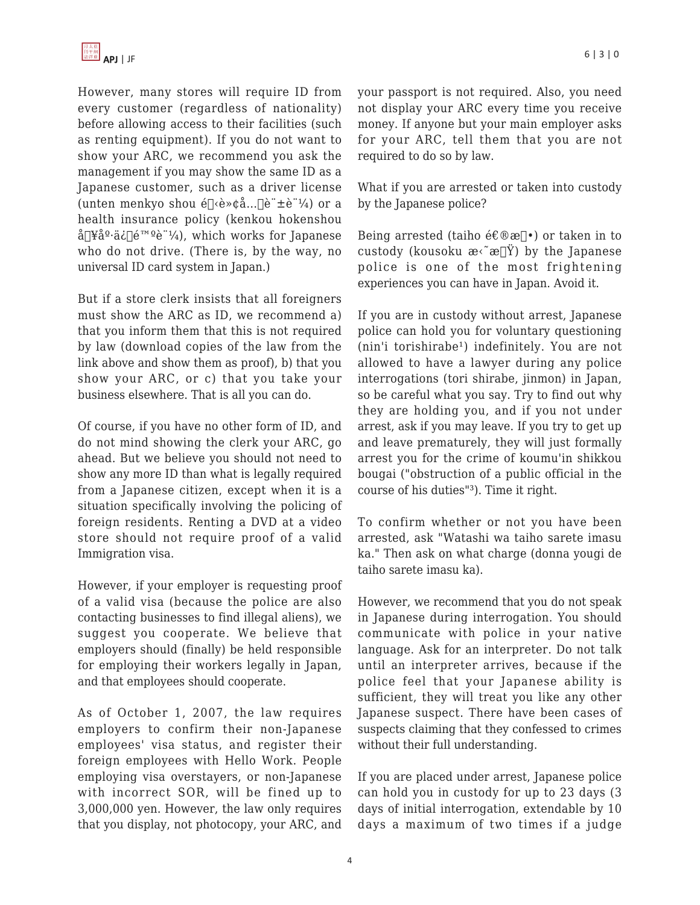However, many stores will require ID from every customer (regardless of nationality) before allowing access to their facilities (such as renting equipment). If you do not want to show your ARC, we recommend you ask the management if you may show the same ID as a Japanese customer, such as a driver license (unten menkyo shou é‹è»¢å…è¨±è¨¼) or a health insurance policy (kenkou hokenshou å¥åº·ä¿é™ºè¨¼), which works for Japanese who do not drive. (There is, by the way, no universal ID card system in Japan.)

But if a store clerk insists that all foreigners must show the ARC as ID, we recommend a) that you inform them that this is not required by law (download copies of the law from the link above and show them as proof), b) that you show your ARC, or c) that you take your business elsewhere. That is all you can do.

Of course, if you have no other form of ID, and do not mind showing the clerk your ARC, go ahead. But we believe you should not need to show any more ID than what is legally required from a Japanese citizen, except when it is a situation specifically involving the policing of foreign residents. Renting a DVD at a video store should not require proof of a valid Immigration visa.

However, if your employer is requesting proof of a valid visa (because the police are also contacting businesses to find illegal aliens), we suggest you cooperate. We believe that employers should (finally) be held responsible for employing their workers legally in Japan, and that employees should cooperate.

As of October 1, 2007, the law requires employers to confirm their non-Japanese employees' visa status, and register their foreign employees with Hello Work. People employing visa overstayers, or non-Japanese with incorrect SOR, will be fined up to 3,000,000 yen. However, the law only requires that you display, not photocopy, your ARC, and your passport is not required. Also, you need not display your ARC every time you receive money. If anyone but your main employer asks for your ARC, tell them that you are not required to do so by law.

What if you are arrested or taken into custody by the Japanese police?

Being arrested (taiho é€®æ•) or taken in to custody (kousoku æ‹˜æŸ) by the Japanese police is one of the most frightening experiences you can have in Japan. Avoid it.

If you are in custody without arrest, Japanese police can hold you for voluntary questioning (nin'i torishirabe[1]) indefinitely. You are not allowed to have a lawyer during any police interrogations (tori shirabe, jinmon) in Japan, so be careful what you say. Try to find out why they are holding you, and if you not under arrest, ask if you may leave. If you try to get up and leave prematurely, they will just formally arrest you for the crime of koumu'in shikkou bougai ("obstruction of a public official in the course of his duties"[3]). Time it right.

To confirm whether or not you have been arrested, ask "Watashi wa taiho sarete imasu ka." Then ask on what charge (donna yougi de taiho sarete imasu ka).

However, we recommend that you do not speak in Japanese during interrogation. You should communicate with police in your native language. Ask for an interpreter. Do not talk until an interpreter arrives, because if the police feel that your Japanese ability is sufficient, they will treat you like any other Japanese suspect. There have been cases of suspects claiming that they confessed to crimes without their full understanding.

If you are placed under arrest, Japanese police can hold you in custody for up to 23 days (3 days of initial interrogation, extendable by 10 days a maximum of two times if a judge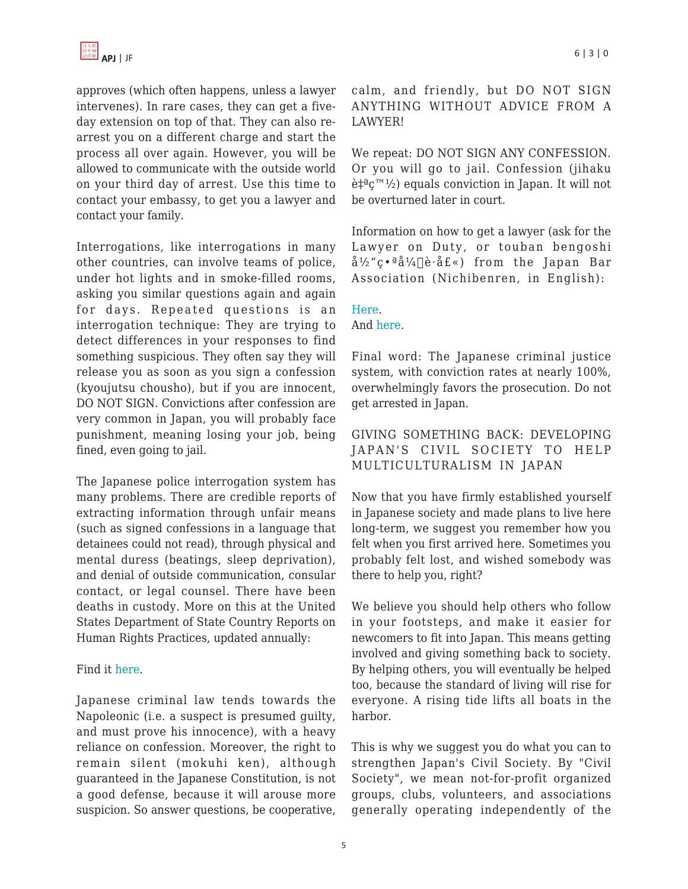approves (which often happens, unless a lawyer intervenes). In rare cases, they can get a five-day extension on top of that. They can also re-arrest you on a different charge and start the process all over again. However, you will be allowed to communicate with the outside world on your third day of arrest. Use this time to contact your embassy, to get you a lawyer and contact your family.

Interrogations, like interrogations in many other countries, can involve teams of police, under hot lights and in smoke-filled rooms, asking you similar questions again and again for days. Repeated questions is an interrogation technique: They are trying to detect differences in your responses to find something suspicious. They often say they will release you as soon as you sign a confession (kyoujutsu chousho), but if you are innocent, DO NOT SIGN. Convictions after confession are very common in Japan, you will probably face punishment, meaning losing your job, being fined, even going to jail.

The Japanese police interrogation system has many problems. There are credible reports of extracting information through unfair means (such as signed confessions in a language that detainees could not read), through physical and mental duress (beatings, sleep deprivation), and denial of outside communication, consular contact, or legal counsel. There have been deaths in custody. More on this at the United States Department of State Country Reports on Human Rights Practices, updated annually:

Find it here.

Japanese criminal law tends towards the Napoleonic (i.e. a suspect is presumed guilty, and must prove his innocence), with a heavy reliance on confession. Moreover, the right to remain silent (mokuhi ken), although guaranteed in the Japanese Constitution, is not a good defense, because it will arouse more suspicion. So answer questions, be cooperative, calm, and friendly, but DO NOT SIGN ANYTHING WITHOUT ADVICE FROM A LAWYER!

We repeat: DO NOT SIGN ANY CONFESSION. Or you will go to jail. Confession (jihaku è‡ªç™½) equals conviction in Japan. It will not be overturned later in court.

Information on how to get a lawyer (ask for the Lawyer on Duty, or touban bengoshi å½"ç•ªå¼è·å£«) from the Japan Bar Association (Nichibenren, in English):

Here.
And here.

Final word: The Japanese criminal justice system, with conviction rates at nearly 100%, overwhelmingly favors the prosecution. Do not get arrested in Japan.

## GIVING SOMETHING BACK: DEVELOPING JAPAN'S CIVIL SOCIETY TO HELP MULTICULTURALISM IN JAPAN

Now that you have firmly established yourself in Japanese society and made plans to live here long-term, we suggest you remember how you felt when you first arrived here. Sometimes you probably felt lost, and wished somebody was there to help you, right?

We believe you should help others who follow in your footsteps, and make it easier for newcomers to fit into Japan. This means getting involved and giving something back to society. By helping others, you will eventually be helped too, because the standard of living will rise for everyone. A rising tide lifts all boats in the harbor.

This is why we suggest you do what you can to strengthen Japan's Civil Society. By "Civil Society", we mean not-for-profit organized groups, clubs, volunteers, and associations generally operating independently of the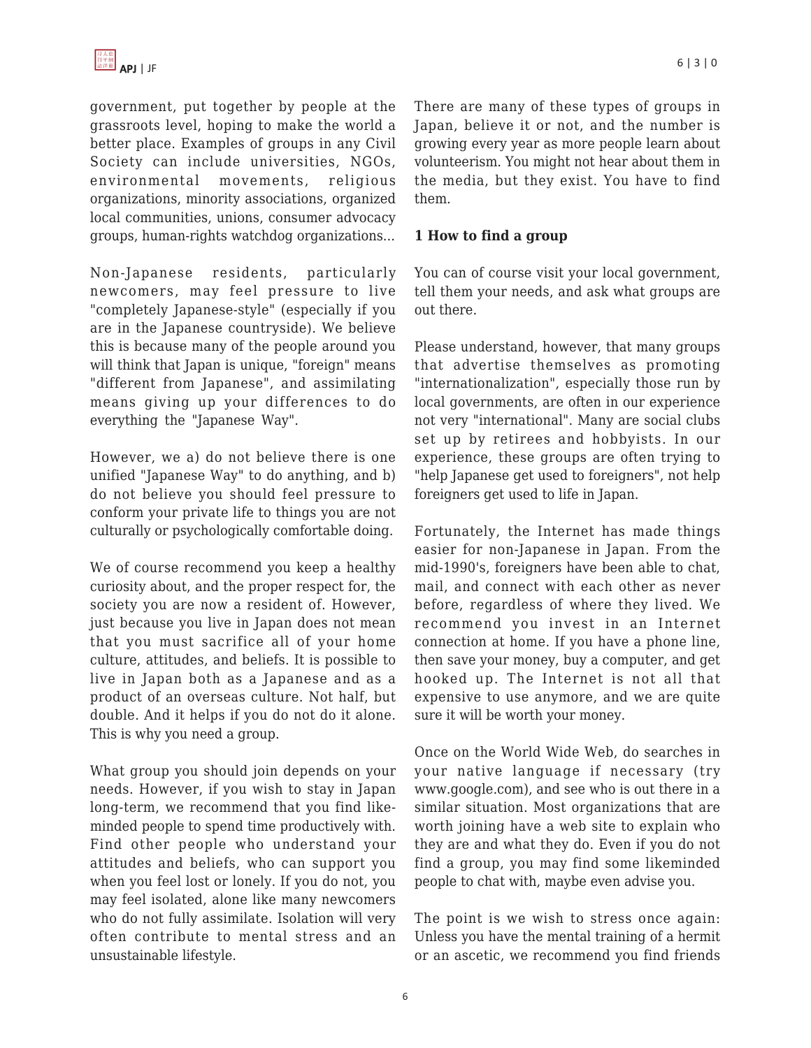government, put together by people at the grassroots level, hoping to make the world a better place. Examples of groups in any Civil Society can include universities, NGOs, environmental movements, religious organizations, minority associations, organized local communities, unions, consumer advocacy groups, human-rights watchdog organizations...

Non-Japanese residents, particularly newcomers, may feel pressure to live "completely Japanese-style" (especially if you are in the Japanese countryside). We believe this is because many of the people around you will think that Japan is unique, "foreign" means "different from Japanese", and assimilating means giving up your differences to do everything the "Japanese Way".

However, we a) do not believe there is one unified "Japanese Way" to do anything, and b) do not believe you should feel pressure to conform your private life to things you are not culturally or psychologically comfortable doing.

We of course recommend you keep a healthy curiosity about, and the proper respect for, the society you are now a resident of. However, just because you live in Japan does not mean that you must sacrifice all of your home culture, attitudes, and beliefs. It is possible to live in Japan both as a Japanese and as a product of an overseas culture. Not half, but double. And it helps if you do not do it alone. This is why you need a group.

What group you should join depends on your needs. However, if you wish to stay in Japan long-term, we recommend that you find like-minded people to spend time productively with. Find other people who understand your attitudes and beliefs, who can support you when you feel lost or lonely. If you do not, you may feel isolated, alone like many newcomers who do not fully assimilate. Isolation will very often contribute to mental stress and an unsustainable lifestyle.

There are many of these types of groups in Japan, believe it or not, and the number is growing every year as more people learn about volunteerism. You might not hear about them in the media, but they exist. You have to find them.

**1 How to find a group**

You can of course visit your local government, tell them your needs, and ask what groups are out there.

Please understand, however, that many groups that advertise themselves as promoting "internationalization", especially those run by local governments, are often in our experience not very "international". Many are social clubs set up by retirees and hobbyists. In our experience, these groups are often trying to "help Japanese get used to foreigners", not help foreigners get used to life in Japan.

Fortunately, the Internet has made things easier for non-Japanese in Japan. From the mid-1990's, foreigners have been able to chat, mail, and connect with each other as never before, regardless of where they lived. We recommend you invest in an Internet connection at home. If you have a phone line, then save your money, buy a computer, and get hooked up. The Internet is not all that expensive to use anymore, and we are quite sure it will be worth your money.

Once on the World Wide Web, do searches in your native language if necessary (try www.google.com), and see who is out there in a similar situation. Most organizations that are worth joining have a web site to explain who they are and what they do. Even if you do not find a group, you may find some likeminded people to chat with, maybe even advise you.

The point is we wish to stress once again: Unless you have the mental training of a hermit or an ascetic, we recommend you find friends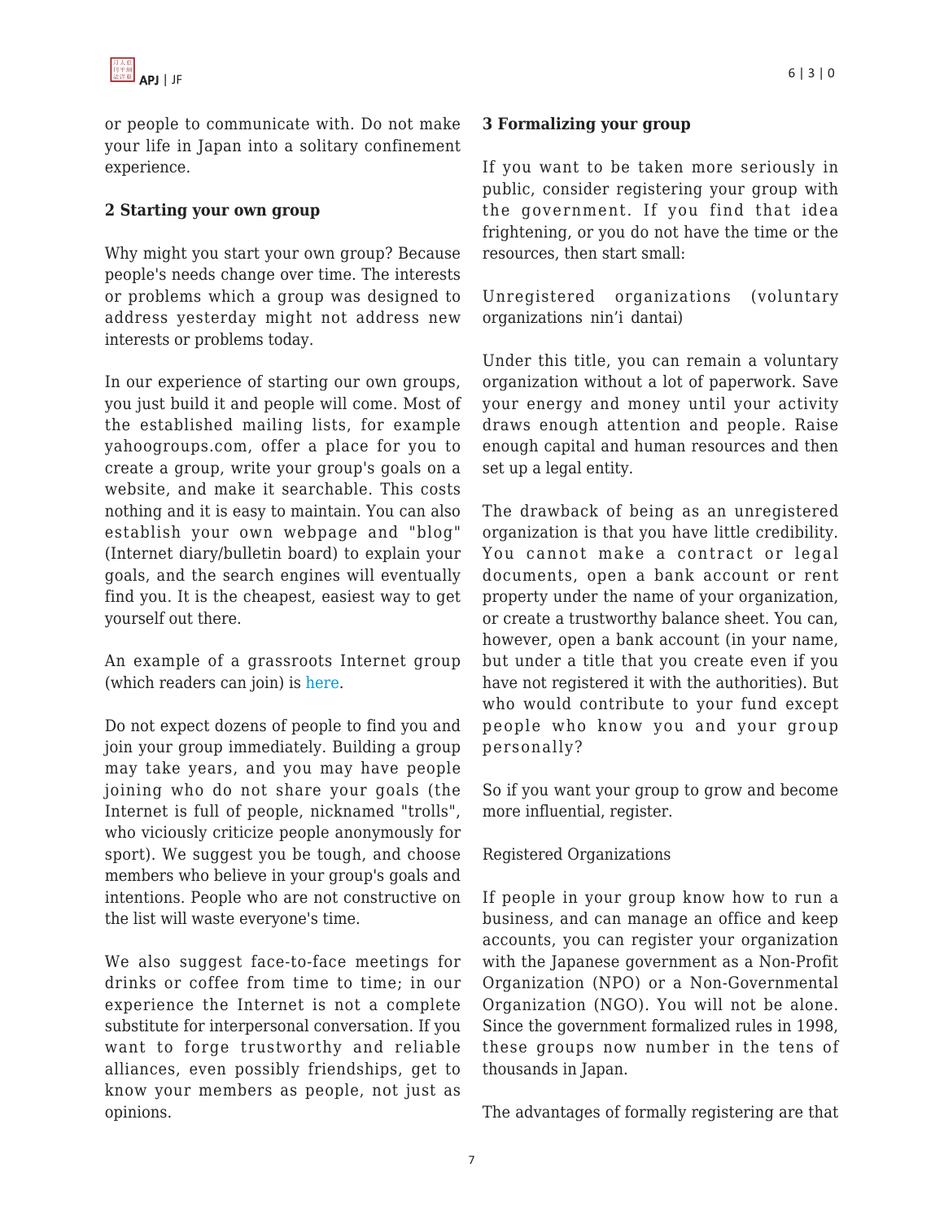or people to communicate with. Do not make your life in Japan into a solitary confinement experience.

## 2 Starting your own group

Why might you start your own group? Because people's needs change over time. The interests or problems which a group was designed to address yesterday might not address new interests or problems today.

In our experience of starting our own groups, you just build it and people will come. Most of the established mailing lists, for example yahoogroups.com, offer a place for you to create a group, write your group's goals on a website, and make it searchable. This costs nothing and it is easy to maintain. You can also establish your own webpage and "blog" (Internet diary/bulletin board) to explain your goals, and the search engines will eventually find you. It is the cheapest, easiest way to get yourself out there.

An example of a grassroots Internet group (which readers can join) is here.

Do not expect dozens of people to find you and join your group immediately. Building a group may take years, and you may have people joining who do not share your goals (the Internet is full of people, nicknamed "trolls", who viciously criticize people anonymously for sport). We suggest you be tough, and choose members who believe in your group's goals and intentions. People who are not constructive on the list will waste everyone's time.

We also suggest face-to-face meetings for drinks or coffee from time to time; in our experience the Internet is not a complete substitute for interpersonal conversation. If you want to forge trustworthy and reliable alliances, even possibly friendships, get to know your members as people, not just as opinions.

## 3 Formalizing your group

If you want to be taken more seriously in public, consider registering your group with the government. If you find that idea frightening, or you do not have the time or the resources, then start small:

Unregistered organizations (voluntary organizations nin'i dantai)

Under this title, you can remain a voluntary organization without a lot of paperwork. Save your energy and money until your activity draws enough attention and people. Raise enough capital and human resources and then set up a legal entity.

The drawback of being as an unregistered organization is that you have little credibility. You cannot make a contract or legal documents, open a bank account or rent property under the name of your organization, or create a trustworthy balance sheet. You can, however, open a bank account (in your name, but under a title that you create even if you have not registered it with the authorities). But who would contribute to your fund except people who know you and your group personally?

So if you want your group to grow and become more influential, register.

Registered Organizations

If people in your group know how to run a business, and can manage an office and keep accounts, you can register your organization with the Japanese government as a Non-Profit Organization (NPO) or a Non-Governmental Organization (NGO). You will not be alone. Since the government formalized rules in 1998, these groups now number in the tens of thousands in Japan.

The advantages of formally registering are that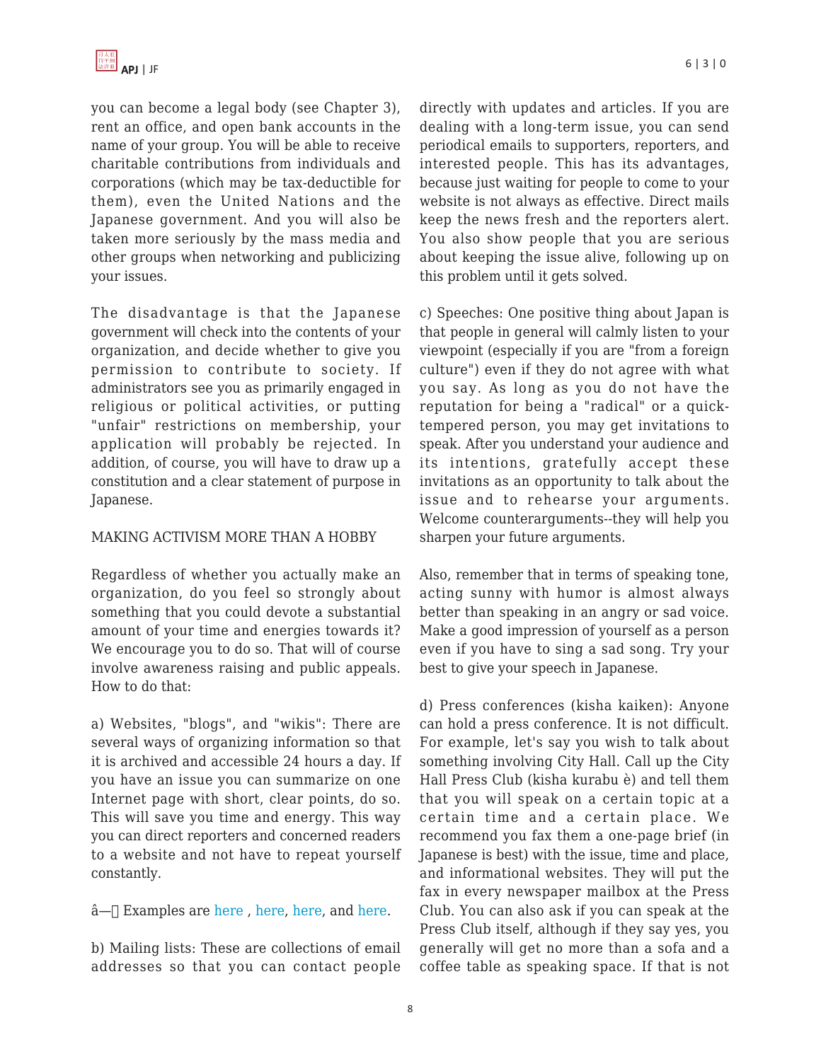you can become a legal body (see Chapter 3), rent an office, and open bank accounts in the name of your group. You will be able to receive charitable contributions from individuals and corporations (which may be tax-deductible for them), even the United Nations and the Japanese government. And you will also be taken more seriously by the mass media and other groups when networking and publicizing your issues.

The disadvantage is that the Japanese government will check into the contents of your organization, and decide whether to give you permission to contribute to society. If administrators see you as primarily engaged in religious or political activities, or putting "unfair" restrictions on membership, your application will probably be rejected. In addition, of course, you will have to draw up a constitution and a clear statement of purpose in Japanese.

MAKING ACTIVISM MORE THAN A HOBBY

Regardless of whether you actually make an organization, do you feel so strongly about something that you could devote a substantial amount of your time and energies towards it? We encourage you to do so. That will of course involve awareness raising and public appeals. How to do that:

a) Websites, "blogs", and "wikis": There are several ways of organizing information so that it is archived and accessible 24 hours a day. If you have an issue you can summarize on one Internet page with short, clear points, do so. This will save you time and energy. This way you can direct reporters and concerned readers to a website and not have to repeat yourself constantly.

â— Examples are here , here, here, and here.

b) Mailing lists: These are collections of email addresses so that you can contact people directly with updates and articles. If you are dealing with a long-term issue, you can send periodical emails to supporters, reporters, and interested people. This has its advantages, because just waiting for people to come to your website is not always as effective. Direct mails keep the news fresh and the reporters alert. You also show people that you are serious about keeping the issue alive, following up on this problem until it gets solved.

c) Speeches: One positive thing about Japan is that people in general will calmly listen to your viewpoint (especially if you are "from a foreign culture") even if they do not agree with what you say. As long as you do not have the reputation for being a "radical" or a quick-tempered person, you may get invitations to speak. After you understand your audience and its intentions, gratefully accept these invitations as an opportunity to talk about the issue and to rehearse your arguments. Welcome counterarguments--they will help you sharpen your future arguments.

Also, remember that in terms of speaking tone, acting sunny with humor is almost always better than speaking in an angry or sad voice. Make a good impression of yourself as a person even if you have to sing a sad song. Try your best to give your speech in Japanese.

d) Press conferences (kisha kaiken): Anyone can hold a press conference. It is not difficult. For example, let's say you wish to talk about something involving City Hall. Call up the City Hall Press Club (kisha kurabu è) and tell them that you will speak on a certain topic at a certain time and a certain place. We recommend you fax them a one-page brief (in Japanese is best) with the issue, time and place, and informational websites. They will put the fax in every newspaper mailbox at the Press Club. You can also ask if you can speak at the Press Club itself, although if they say yes, you generally will get no more than a sofa and a coffee table as speaking space. If that is not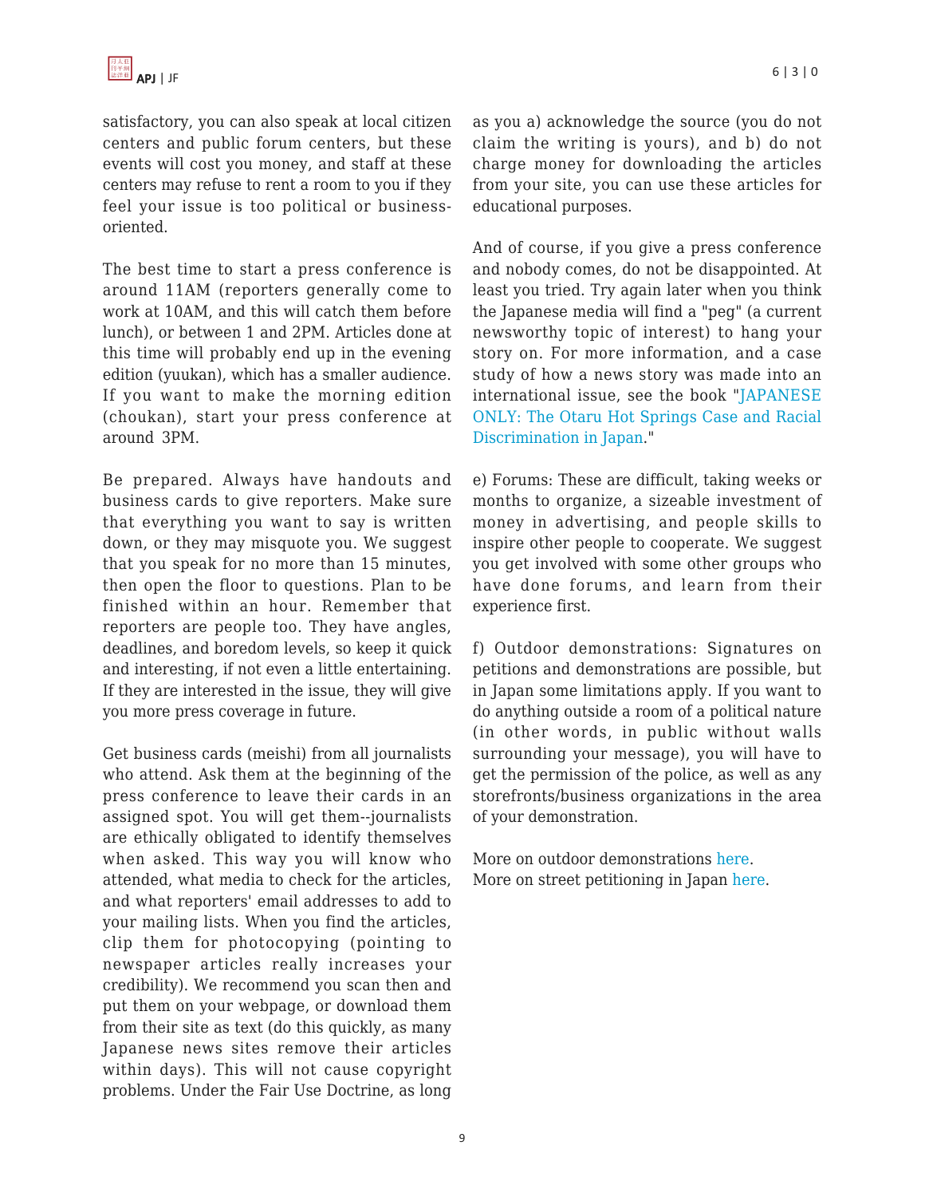satisfactory, you can also speak at local citizen centers and public forum centers, but these events will cost you money, and staff at these centers may refuse to rent a room to you if they feel your issue is too political or business-oriented.

The best time to start a press conference is around 11AM (reporters generally come to work at 10AM, and this will catch them before lunch), or between 1 and 2PM. Articles done at this time will probably end up in the evening edition (yuukan), which has a smaller audience. If you want to make the morning edition (choukan), start your press conference at around 3PM.

Be prepared. Always have handouts and business cards to give reporters. Make sure that everything you want to say is written down, or they may misquote you. We suggest that you speak for no more than 15 minutes, then open the floor to questions. Plan to be finished within an hour. Remember that reporters are people too. They have angles, deadlines, and boredom levels, so keep it quick and interesting, if not even a little entertaining. If they are interested in the issue, they will give you more press coverage in future.

Get business cards (meishi) from all journalists who attend. Ask them at the beginning of the press conference to leave their cards in an assigned spot. You will get them--journalists are ethically obligated to identify themselves when asked. This way you will know who attended, what media to check for the articles, and what reporters' email addresses to add to your mailing lists. When you find the articles, clip them for photocopying (pointing to newspaper articles really increases your credibility). We recommend you scan then and put them on your webpage, or download them from their site as text (do this quickly, as many Japanese news sites remove their articles within days). This will not cause copyright problems. Under the Fair Use Doctrine, as long as you a) acknowledge the source (you do not claim the writing is yours), and b) do not charge money for downloading the articles from your site, you can use these articles for educational purposes.

And of course, if you give a press conference and nobody comes, do not be disappointed. At least you tried. Try again later when you think the Japanese media will find a "peg" (a current newsworthy topic of interest) to hang your story on. For more information, and a case study of how a news story was made into an international issue, see the book "JAPANESE ONLY: The Otaru Hot Springs Case and Racial Discrimination in Japan."

e) Forums: These are difficult, taking weeks or months to organize, a sizeable investment of money in advertising, and people skills to inspire other people to cooperate. We suggest you get involved with some other groups who have done forums, and learn from their experience first.

f) Outdoor demonstrations: Signatures on petitions and demonstrations are possible, but in Japan some limitations apply. If you want to do anything outside a room of a political nature (in other words, in public without walls surrounding your message), you will have to get the permission of the police, as well as any storefronts/business organizations in the area of your demonstration.

More on outdoor demonstrations here.
More on street petitioning in Japan here.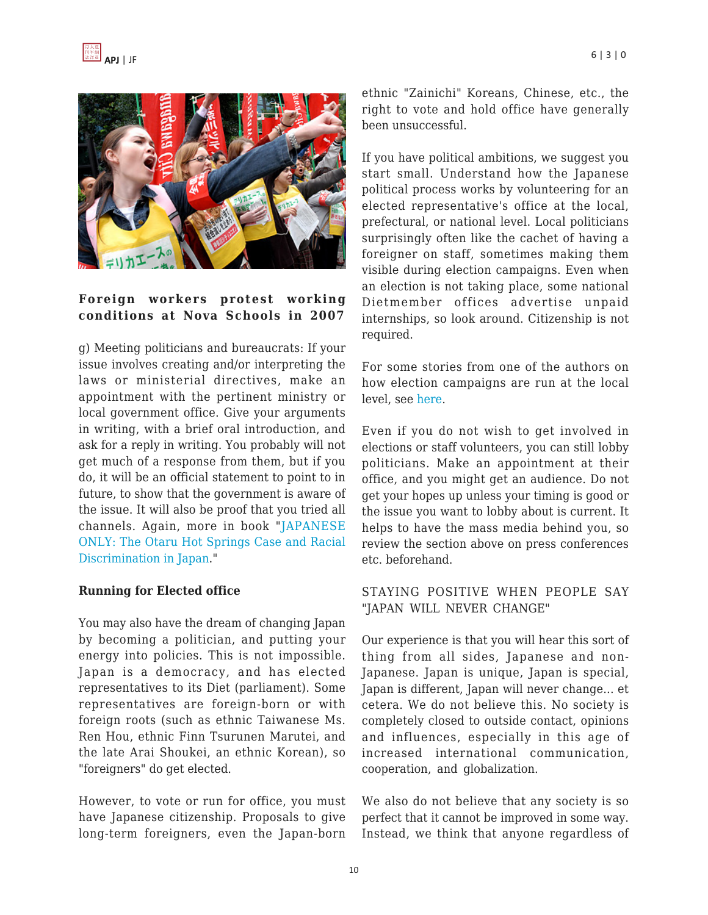**Foreign workers protest working conditions at Nova Schools in 2007**

g) Meeting politicians and bureaucrats: If your issue involves creating and/or interpreting the laws or ministerial directives, make an appointment with the pertinent ministry or local government office. Give your arguments in writing, with a brief oral introduction, and ask for a reply in writing. You probably will not get much of a response from them, but if you do, it will be an official statement to point to in future, to show that the government is aware of the issue. It will also be proof that you tried all channels. Again, more in book "JAPANESE ONLY: The Otaru Hot Springs Case and Racial Discrimination in Japan."

**Running for Elected office**

You may also have the dream of changing Japan by becoming a politician, and putting your energy into policies. This is not impossible. Japan is a democracy, and has elected representatives to its Diet (parliament). Some representatives are foreign-born or with foreign roots (such as ethnic Taiwanese Ms. Ren Hou, ethnic Finn Tsurunen Marutei, and the late Arai Shoukei, an ethnic Korean), so "foreigners" do get elected.

However, to vote or run for office, you must have Japanese citizenship. Proposals to give long-term foreigners, even the Japan-born ethnic "Zainichi" Koreans, Chinese, etc., the right to vote and hold office have generally been unsuccessful.

If you have political ambitions, we suggest you start small. Understand how the Japanese political process works by volunteering for an elected representative's office at the local, prefectural, or national level. Local politicians surprisingly often like the cachet of having a foreigner on staff, sometimes making them visible during election campaigns. Even when an election is not taking place, some national Dietmember offices advertise unpaid internships, so look around. Citizenship is not required.

For some stories from one of the authors on how election campaigns are run at the local level, see here.

Even if you do not wish to get involved in elections or staff volunteers, you can still lobby politicians. Make an appointment at their office, and you might get an audience. Do not get your hopes up unless your timing is good or the issue you want to lobby about is current. It helps to have the mass media behind you, so review the section above on press conferences etc. beforehand.

STAYING POSITIVE WHEN PEOPLE SAY "JAPAN WILL NEVER CHANGE"

Our experience is that you will hear this sort of thing from all sides, Japanese and non-Japanese. Japan is unique, Japan is special, Japan is different, Japan will never change... et cetera. We do not believe this. No society is completely closed to outside contact, opinions and influences, especially in this age of increased international communication, cooperation, and globalization.

We also do not believe that any society is so perfect that it cannot be improved in some way. Instead, we think that anyone regardless of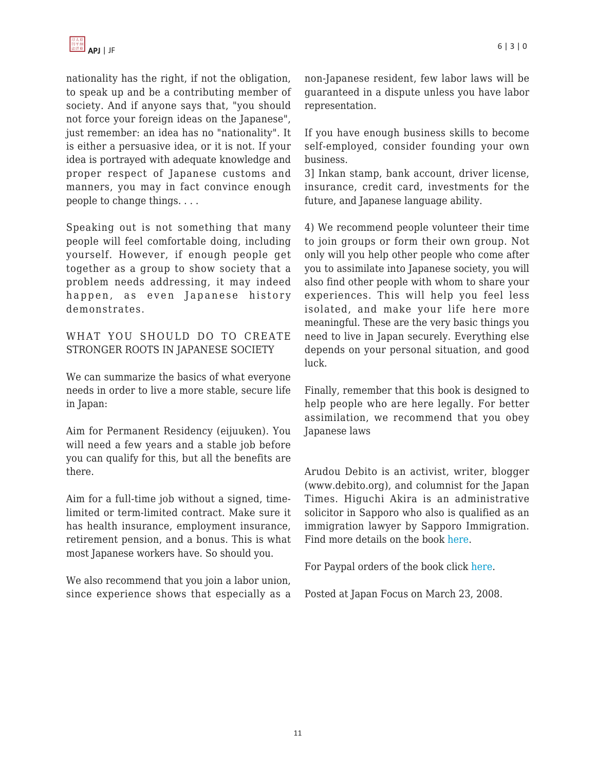nationality has the right, if not the obligation, to speak up and be a contributing member of society. And if anyone says that, "you should not force your foreign ideas on the Japanese", just remember: an idea has no "nationality". It is either a persuasive idea, or it is not. If your idea is portrayed with adequate knowledge and proper respect of Japanese customs and manners, you may in fact convince enough people to change things. . . .

Speaking out is not something that many people will feel comfortable doing, including yourself. However, if enough people get together as a group to show society that a problem needs addressing, it may indeed happen, as even Japanese history demonstrates.

WHAT YOU SHOULD DO TO CREATE STRONGER ROOTS IN JAPANESE SOCIETY

We can summarize the basics of what everyone needs in order to live a more stable, secure life in Japan:

Aim for Permanent Residency (eijuuken). You will need a few years and a stable job before you can qualify for this, but all the benefits are there.

Aim for a full-time job without a signed, time-limited or term-limited contract. Make sure it has health insurance, employment insurance, retirement pension, and a bonus. This is what most Japanese workers have. So should you.

We also recommend that you join a labor union, since experience shows that especially as a non-Japanese resident, few labor laws will be guaranteed in a dispute unless you have labor representation.

If you have enough business skills to become self-employed, consider founding your own business.
3] Inkan stamp, bank account, driver license, insurance, credit card, investments for the future, and Japanese language ability.

4) We recommend people volunteer their time to join groups or form their own group. Not only will you help other people who come after you to assimilate into Japanese society, you will also find other people with whom to share your experiences. This will help you feel less isolated, and make your life here more meaningful. These are the very basic things you need to live in Japan securely. Everything else depends on your personal situation, and good luck.

Finally, remember that this book is designed to help people who are here legally. For better assimilation, we recommend that you obey Japanese laws

Arudou Debito is an activist, writer, blogger (www.debito.org), and columnist for the Japan Times. Higuchi Akira is an administrative solicitor in Sapporo who also is qualified as an immigration lawyer by Sapporo Immigration. Find more details on the book here.

For Paypal orders of the book click here.

Posted at Japan Focus on March 23, 2008.